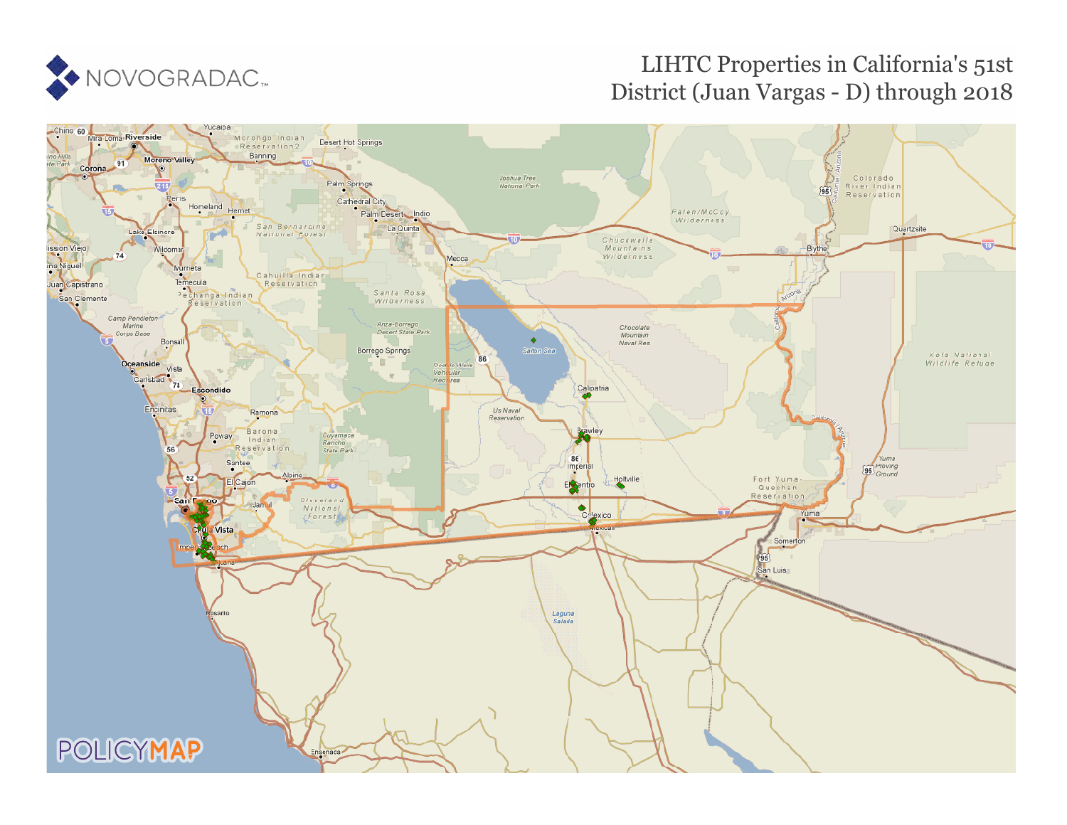# LIHTC Properties in California's 51st District (Juan Vargas - D) through 2018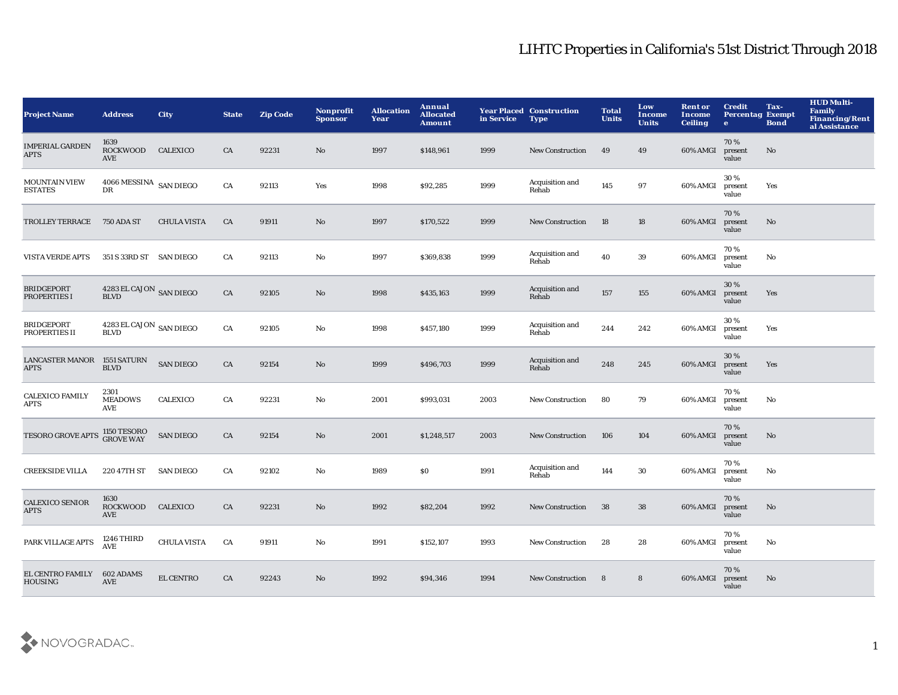# LIHTC Properties in California's 51st District Through 2018

| Project Name | Address | City | State | Zip Code | Nonprofit Sponsor | Allocation Year | Annual Allocated Amount | Year Placed in Service | Construction Type | Total Units | Low Income Units | Rent or Income Ceiling | Credit Percentage | Tax-Exempt Bond | HUD Multi-Family Financing/Rental Assistance |
|---|---|---|---|---|---|---|---|---|---|---|---|---|---|---|---|
| IMPERIAL GARDEN APTS | 1639 ROCKWOOD AVE | CALEXICO | CA | 92231 | No | 1997 | $148,961 | 1999 | New Construction | 49 | 49 | 60% AMGI | 70 % present value | No | |
| MOUNTAIN VIEW ESTATES | 4066 MESSINA DR | SAN DIEGO | CA | 92113 | Yes | 1998 | $92,285 | 1999 | Acquisition and Rehab | 145 | 97 | 60% AMGI | 30 % present value | Yes | |
| TROLLEY TERRACE | 750 ADA ST | CHULA VISTA | CA | 91911 | No | 1997 | $170,522 | 1999 | New Construction | 18 | 18 | 60% AMGI | 70 % present value | No | |
| VISTA VERDE APTS | 351 S 33RD ST | SAN DIEGO | CA | 92113 | No | 1997 | $369,838 | 1999 | Acquisition and Rehab | 40 | 39 | 60% AMGI | 70 % present value | No | |
| BRIDGEPORT PROPERTIES I | 4283 EL CAJON BLVD | SAN DIEGO | CA | 92105 | No | 1998 | $435,163 | 1999 | Acquisition and Rehab | 157 | 155 | 60% AMGI | 30 % present value | Yes | |
| BRIDGEPORT PROPERTIES II | 4283 EL CAJON BLVD | SAN DIEGO | CA | 92105 | No | 1998 | $457,180 | 1999 | Acquisition and Rehab | 244 | 242 | 60% AMGI | 30 % present value | Yes | |
| LANCASTER MANOR APTS | 1551 SATURN BLVD | SAN DIEGO | CA | 92154 | No | 1999 | $496,703 | 1999 | Acquisition and Rehab | 248 | 245 | 60% AMGI | 30 % present value | Yes | |
| CALEXICO FAMILY APTS | 2301 MEADOWS AVE | CALEXICO | CA | 92231 | No | 2001 | $993,031 | 2003 | New Construction | 80 | 79 | 60% AMGI | 70 % present value | No | |
| TESORO GROVE APTS | 1150 TESORO GROVE WAY | SAN DIEGO | CA | 92154 | No | 2001 | $1,248,517 | 2003 | New Construction | 106 | 104 | 60% AMGI | 70 % present value | No | |
| CREEKSIDE VILLA | 220 47TH ST | SAN DIEGO | CA | 92102 | No | 1989 | $0 | 1991 | Acquisition and Rehab | 144 | 30 | 60% AMGI | 70 % present value | No | |
| CALEXICO SENIOR APTS | 1630 ROCKWOOD AVE | CALEXICO | CA | 92231 | No | 1992 | $82,204 | 1992 | New Construction | 38 | 38 | 60% AMGI | 70 % present value | No | |
| PARK VILLAGE APTS | 1246 THIRD AVE | CHULA VISTA | CA | 91911 | No | 1991 | $152,107 | 1993 | New Construction | 28 | 28 | 60% AMGI | 70 % present value | No | |
| EL CENTRO FAMILY HOUSING | 602 ADAMS AVE | EL CENTRO | CA | 92243 | No | 1992 | $94,346 | 1994 | New Construction | 8 | 8 | 60% AMGI | 70 % present value | No | |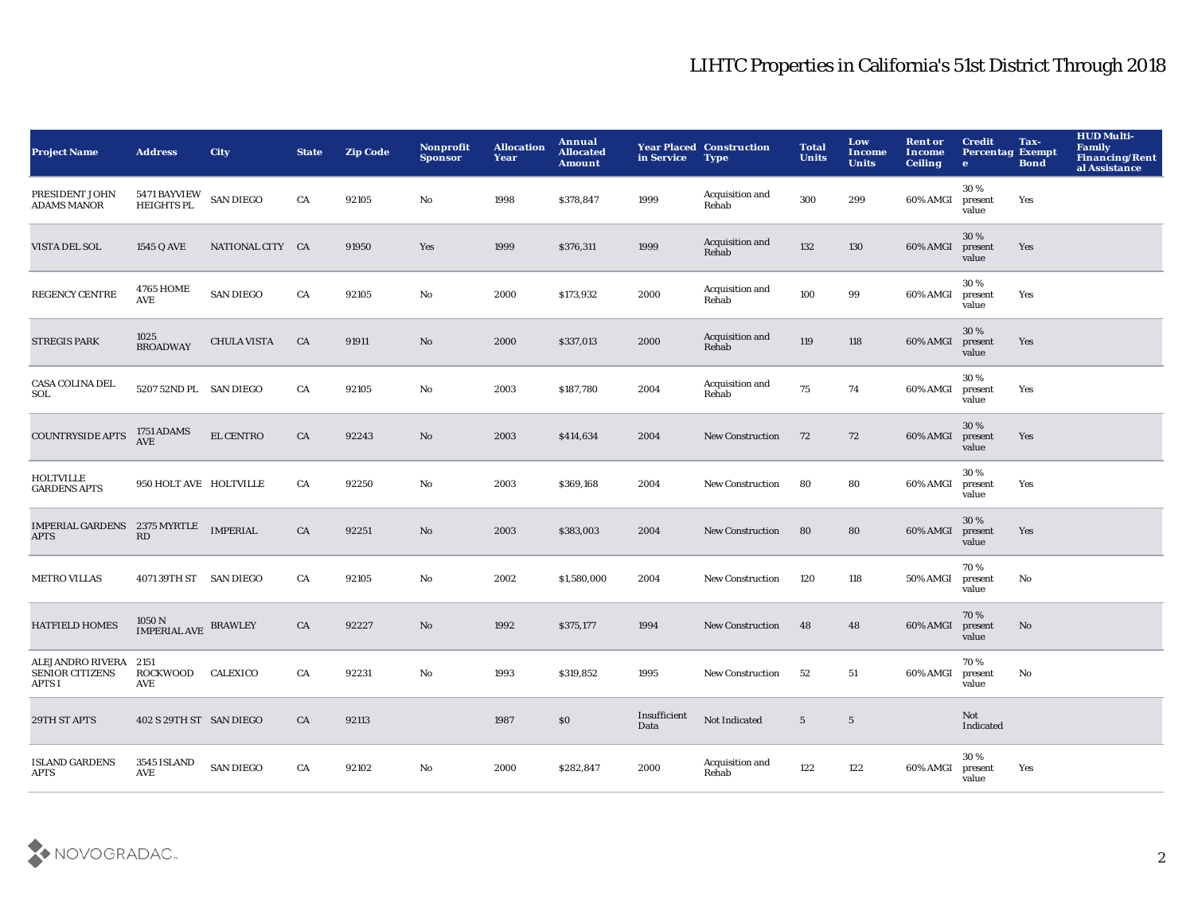# LIHTC Properties in California's 51st District Through 2018

| Project Name | Address | City | State | Zip Code | Nonprofit Sponsor | Allocation Year | Annual Allocated Amount | Year Placed in Service | Construction Type | Total Units | Low Income Units | Rent or Income Ceiling | Credit Percentage | Tax-Exempt Bond | HUD Multi-Family Financing/Rental Assistance |
|---|---|---|---|---|---|---|---|---|---|---|---|---|---|---|---|
| PRESIDENT JOHN ADAMS MANOR | 5471 BAYVIEW HEIGHTS PL | SAN DIEGO | CA | 92105 | No | 1998 | $378,847 | 1999 | Acquisition and Rehab | 300 | 299 | 60% AMGI | 30 % present value | Yes | |
| VISTA DEL SOL | 1545 Q AVE | NATIONAL CITY | CA | 91950 | Yes | 1999 | $376,311 | 1999 | Acquisition and Rehab | 132 | 130 | 60% AMGI | 30 % present value | Yes | |
| REGENCY CENTRE | 4765 HOME AVE | SAN DIEGO | CA | 92105 | No | 2000 | $173,932 | 2000 | Acquisition and Rehab | 100 | 99 | 60% AMGI | 30 % present value | Yes | |
| STREGIS PARK | 1025 BROADWAY | CHULA VISTA | CA | 91911 | No | 2000 | $337,013 | 2000 | Acquisition and Rehab | 119 | 118 | 60% AMGI | 30 % present value | Yes | |
| CASA COLINA DEL SOL | 5207 52ND PL | SAN DIEGO | CA | 92105 | No | 2003 | $187,780 | 2004 | Acquisition and Rehab | 75 | 74 | 60% AMGI | 30 % present value | Yes | |
| COUNTRYSIDE APTS | 1751 ADAMS AVE | EL CENTRO | CA | 92243 | No | 2003 | $414,634 | 2004 | New Construction | 72 | 72 | 60% AMGI | 30 % present value | Yes | |
| HOLTVILLE GARDENS APTS | 950 HOLT AVE | HOLTVILLE | CA | 92250 | No | 2003 | $369,168 | 2004 | New Construction | 80 | 80 | 60% AMGI | 30 % present value | Yes | |
| IMPERIAL GARDENS APTS | 2375 MYRTLE RD | IMPERIAL | CA | 92251 | No | 2003 | $383,003 | 2004 | New Construction | 80 | 80 | 60% AMGI | 30 % present value | Yes | |
| METRO VILLAS | 4071 39TH ST | SAN DIEGO | CA | 92105 | No | 2002 | $1,580,000 | 2004 | New Construction | 120 | 118 | 50% AMGI | 70 % present value | No | |
| HATFIELD HOMES | 1050 N IMPERIAL AVE | BRAWLEY | CA | 92227 | No | 1992 | $375,177 | 1994 | New Construction | 48 | 48 | 60% AMGI | 70 % present value | No | |
| ALEJANDRO RIVERA SENIOR CITIZENS APTS I | 2151 ROCKWOOD AVE | CALEXICO | CA | 92231 | No | 1993 | $319,852 | 1995 | New Construction | 52 | 51 | 60% AMGI | 70 % present value | No | |
| 29TH ST APTS | 402 S 29TH ST | SAN DIEGO | CA | 92113 | | 1987 | $0 | Insufficient Data | Not Indicated | 5 | 5 | | Not Indicated | | |
| ISLAND GARDENS APTS | 3545 ISLAND AVE | SAN DIEGO | CA | 92102 | No | 2000 | $282,847 | 2000 | Acquisition and Rehab | 122 | 122 | 60% AMGI | 30 % present value | Yes | |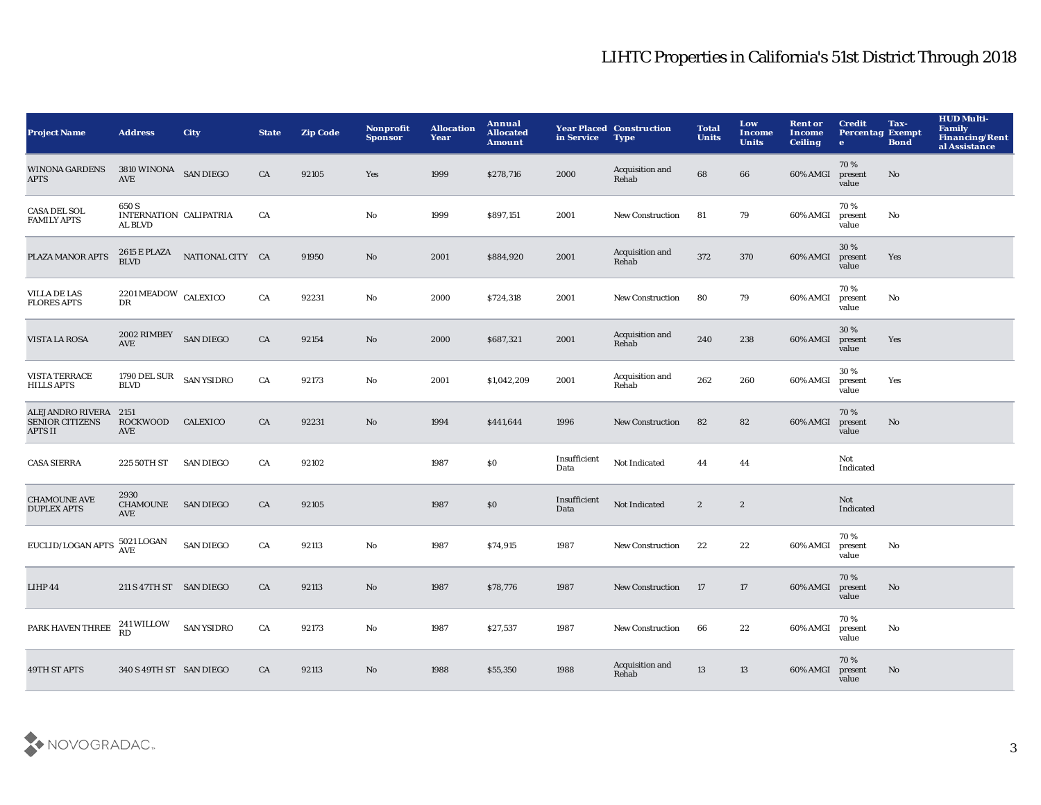# LIHTC Properties in California's 51st District Through 2018

| Project Name | Address | City | State | Zip Code | Nonprofit Sponsor | Allocation Year | Annual Allocated Amount | Year Placed in Service | Construction Type | Total Units | Low Income Units | Rent or Income Ceiling | Credit Percentage | Tax-Exempt Bond | HUD Multi-Family Financing/Rental Assistance |
|---|---|---|---|---|---|---|---|---|---|---|---|---|---|---|---|
| WINONA GARDENS APTS | 3810 WINONA AVE | SAN DIEGO | CA | 92105 | Yes | 1999 | $278,716 | 2000 | Acquisition and Rehab | 68 | 66 | 60% AMGI | 70 % present value | No | |
| CASA DEL SOL FAMILY APTS | 650 S INTERNATIONAL BLVD | CALIPATRIA | CA | | No | 1999 | $897,151 | 2001 | New Construction | 81 | 79 | 60% AMGI | 70 % present value | No | |
| PLAZA MANOR APTS | 2615 E PLAZA BLVD | NATIONAL CITY | CA | 91950 | No | 2001 | $884,920 | 2001 | Acquisition and Rehab | 372 | 370 | 60% AMGI | 30 % present value | Yes | |
| VILLA DE LAS FLORES APTS | 2201 MEADOW DR | CALEXICO | CA | 92231 | No | 2000 | $724,318 | 2001 | New Construction | 80 | 79 | 60% AMGI | 70 % present value | No | |
| VISTA LA ROSA | 2002 RIMBEY AVE | SAN DIEGO | CA | 92154 | No | 2000 | $687,321 | 2001 | Acquisition and Rehab | 240 | 238 | 60% AMGI | 30 % present value | Yes | |
| VISTA TERRACE HILLS APTS | 1790 DEL SUR BLVD | SAN YSIDRO | CA | 92173 | No | 2001 | $1,042,209 | 2001 | Acquisition and Rehab | 262 | 260 | 60% AMGI | 30 % present value | Yes | |
| ALEJANDRO RIVERA SENIOR CITIZENS APTS II | 2151 ROCKWOOD AVE | CALEXICO | CA | 92231 | No | 1994 | $441,644 | 1996 | New Construction | 82 | 82 | 60% AMGI | 70 % present value | No | |
| CASA SIERRA | 225 50TH ST | SAN DIEGO | CA | 92102 | | 1987 | $0 | Insufficient Data | Not Indicated | 44 | 44 | | Not Indicated | | |
| CHAMOUNE AVE DUPLEX APTS | 2930 CHAMOUNE AVE | SAN DIEGO | CA | 92105 | | 1987 | $0 | Insufficient Data | Not Indicated | 2 | 2 | | Not Indicated | | |
| EUCLID/LOGAN APTS | 5021 LOGAN AVE | SAN DIEGO | CA | 92113 | No | 1987 | $74,915 | 1987 | New Construction | 22 | 22 | 60% AMGI | 70 % present value | No | |
| LIHP 44 | 211 S 47TH ST | SAN DIEGO | CA | 92113 | No | 1987 | $78,776 | 1987 | New Construction | 17 | 17 | 60% AMGI | 70 % present value | No | |
| PARK HAVEN THREE | 241 WILLOW RD | SAN YSIDRO | CA | 92173 | No | 1987 | $27,537 | 1987 | New Construction | 66 | 22 | 60% AMGI | 70 % present value | No | |
| 49TH ST APTS | 340 S 49TH ST | SAN DIEGO | CA | 92113 | No | 1988 | $55,350 | 1988 | Acquisition and Rehab | 13 | 13 | 60% AMGI | 70 % present value | No | |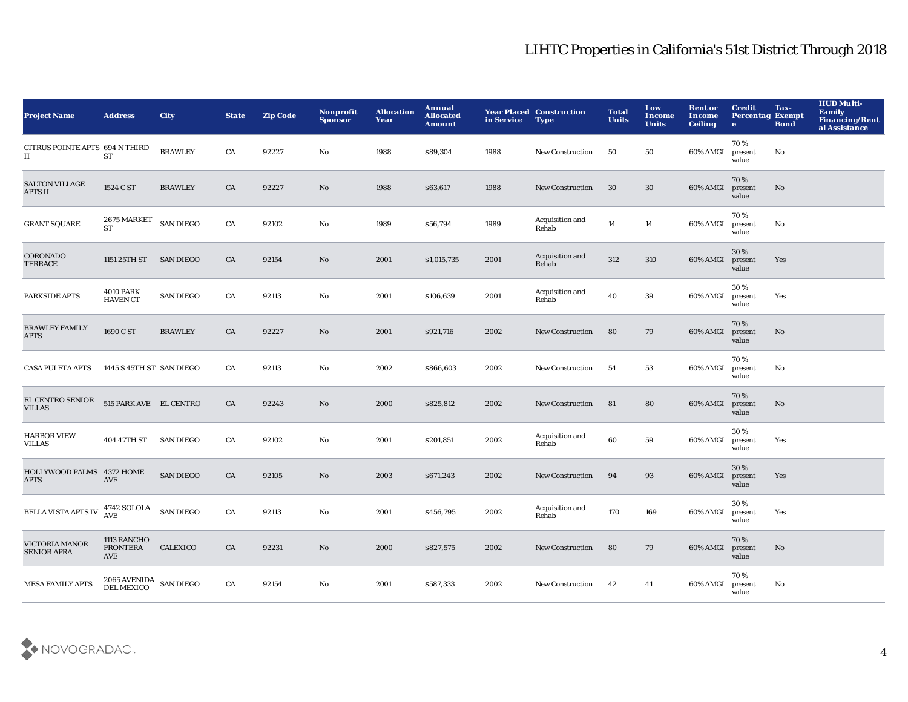# LIHTC Properties in California's 51st District Through 2018

| Project Name | Address | City | State | Zip Code | Nonprofit Sponsor | Allocation Year | Annual Allocated Amount | Year Placed in Service | Construction Type | Total Units | Low Income Units | Rent or Income Ceiling | Credit Percentage | Tax-Exempt Bond | HUD Multi-Family Financing/Rental Assistance |
|---|---|---|---|---|---|---|---|---|---|---|---|---|---|---|---|
| CITRUS POINTE APTS II | 694 N THIRD ST | BRAWLEY | CA | 92227 | No | 1988 | $89,304 | 1988 | New Construction | 50 | 50 | 60% AMGI | 70 % present value | No | |
| SALTON VILLAGE APTS II | 1524 C ST | BRAWLEY | CA | 92227 | No | 1988 | $63,617 | 1988 | New Construction | 30 | 30 | 60% AMGI | 70 % present value | No | |
| GRANT SQUARE | 2675 MARKET ST | SAN DIEGO | CA | 92102 | No | 1989 | $56,794 | 1989 | Acquisition and Rehab | 14 | 14 | 60% AMGI | 70 % present value | No | |
| CORONADO TERRACE | 1151 25TH ST | SAN DIEGO | CA | 92154 | No | 2001 | $1,015,735 | 2001 | Acquisition and Rehab | 312 | 310 | 60% AMGI | 30 % present value | Yes | |
| PARKSIDE APTS | 4010 PARK HAVEN CT | SAN DIEGO | CA | 92113 | No | 2001 | $106,639 | 2001 | Acquisition and Rehab | 40 | 39 | 60% AMGI | 30 % present value | Yes | |
| BRAWLEY FAMILY APTS | 1690 C ST | BRAWLEY | CA | 92227 | No | 2001 | $921,716 | 2002 | New Construction | 80 | 79 | 60% AMGI | 70 % present value | No | |
| CASA PULETA APTS | 1445 S 45TH ST | SAN DIEGO | CA | 92113 | No | 2002 | $866,603 | 2002 | New Construction | 54 | 53 | 60% AMGI | 70 % present value | No | |
| EL CENTRO SENIOR VILLAS | 515 PARK AVE | EL CENTRO | CA | 92243 | No | 2000 | $825,812 | 2002 | New Construction | 81 | 80 | 60% AMGI | 70 % present value | No | |
| HARBOR VIEW VILLAS | 404 47TH ST | SAN DIEGO | CA | 92102 | No | 2001 | $201,851 | 2002 | Acquisition and Rehab | 60 | 59 | 60% AMGI | 30 % present value | Yes | |
| HOLLYWOOD PALMS APTS | 4372 HOME AVE | SAN DIEGO | CA | 92105 | No | 2003 | $671,243 | 2002 | New Construction | 94 | 93 | 60% AMGI | 30 % present value | Yes | |
| BELLA VISTA APTS IV | 4742 SOLOLA AVE | SAN DIEGO | CA | 92113 | No | 2001 | $456,795 | 2002 | Acquisition and Rehab | 170 | 169 | 60% AMGI | 30 % present value | Yes | |
| VICTORIA MANOR SENIOR APRA | 1113 RANCHO FRONTERA AVE | CALEXICO | CA | 92231 | No | 2000 | $827,575 | 2002 | New Construction | 80 | 79 | 60% AMGI | 70 % present value | No | |
| MESA FAMILY APTS | 2065 AVENIDA DEL MEXICO | SAN DIEGO | CA | 92154 | No | 2001 | $587,333 | 2002 | New Construction | 42 | 41 | 60% AMGI | 70 % present value | No | |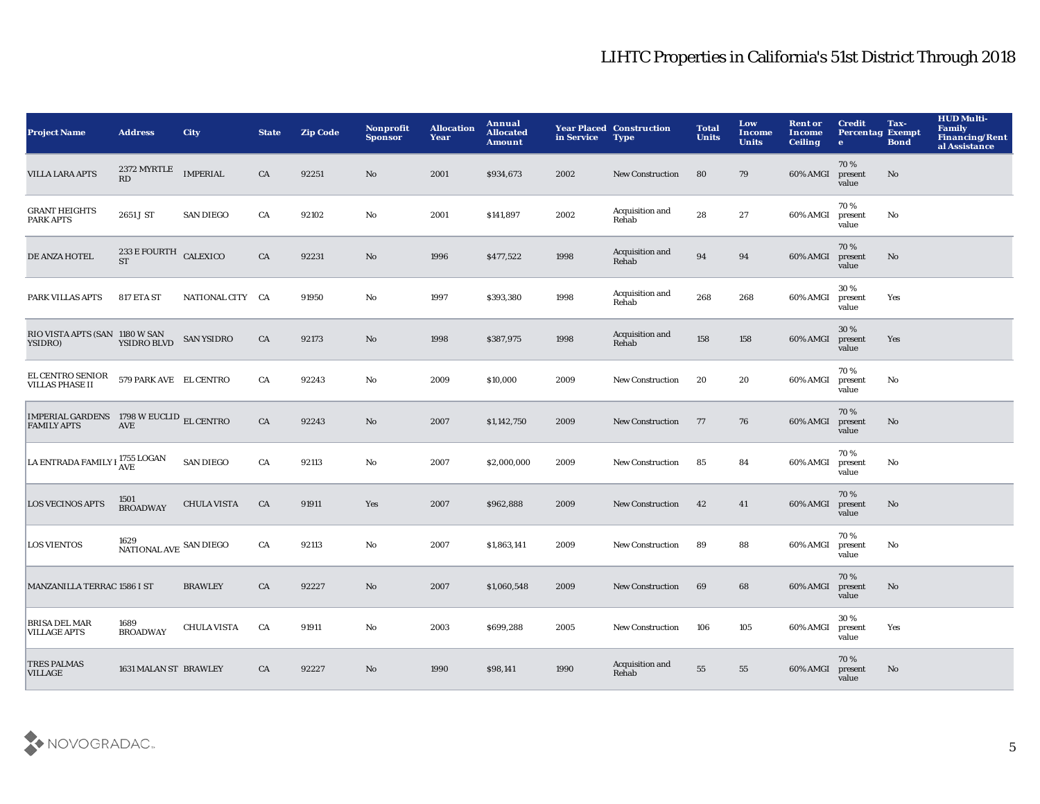# LIHTC Properties in California's 51st District Through 2018

| Project Name | Address | City | State | Zip Code | Nonprofit Sponsor | Allocation Year | Annual Allocated Amount | Year Placed in Service | Construction Type | Total Units | Low Income Units | Rent or Income Ceiling | Credit Percentage | Tax-Exempt Bond | HUD Multi-Family Financing/Rental Assistance |
|---|---|---|---|---|---|---|---|---|---|---|---|---|---|---|---|
| VILLA LARA APTS | 2372 MYRTLE RD | IMPERIAL | CA | 92251 | No | 2001 | $934,673 | 2002 | New Construction | 80 | 79 | 60% AMGI | 70 % present value | No | |
| GRANT HEIGHTS PARK APTS | 2651 J ST | SAN DIEGO | CA | 92102 | No | 2001 | $141,897 | 2002 | Acquisition and Rehab | 28 | 27 | 60% AMGI | 70 % present value | No | |
| DE ANZA HOTEL | 233 E FOURTH ST | CALEXICO | CA | 92231 | No | 1996 | $477,522 | 1998 | Acquisition and Rehab | 94 | 94 | 60% AMGI | 70 % present value | No | |
| PARK VILLAS APTS | 817 ETA ST | NATIONAL CITY | CA | 91950 | No | 1997 | $393,380 | 1998 | Acquisition and Rehab | 268 | 268 | 60% AMGI | 30 % present value | Yes | |
| RIO VISTA APTS (SAN YSIDRO) | 1180 W SAN YSIDRO BLVD | SAN YSIDRO | CA | 92173 | No | 1998 | $387,975 | 1998 | Acquisition and Rehab | 158 | 158 | 60% AMGI | 30 % present value | Yes | |
| EL CENTRO SENIOR VILLAS PHASE II | 579 PARK AVE | EL CENTRO | CA | 92243 | No | 2009 | $10,000 | 2009 | New Construction | 20 | 20 | 60% AMGI | 70 % present value | No | |
| IMPERIAL GARDENS FAMILY APTS | 1798 W EUCLID AVE | EL CENTRO | CA | 92243 | No | 2007 | $1,142,750 | 2009 | New Construction | 77 | 76 | 60% AMGI | 70 % present value | No | |
| LA ENTRADA FAMILY I | 1755 LOGAN AVE | SAN DIEGO | CA | 92113 | No | 2007 | $2,000,000 | 2009 | New Construction | 85 | 84 | 60% AMGI | 70 % present value | No | |
| LOS VECINOS APTS | 1501 BROADWAY | CHULA VISTA | CA | 91911 | Yes | 2007 | $962,888 | 2009 | New Construction | 42 | 41 | 60% AMGI | 70 % present value | No | |
| LOS VIENTOS | 1629 NATIONAL AVE | SAN DIEGO | CA | 92113 | No | 2007 | $1,863,141 | 2009 | New Construction | 89 | 88 | 60% AMGI | 70 % present value | No | |
| MANZANILLA TERRAC | 1586 I ST | BRAWLEY | CA | 92227 | No | 2007 | $1,060,548 | 2009 | New Construction | 69 | 68 | 60% AMGI | 70 % present value | No | |
| BRISA DEL MAR VILLAGE APTS | 1689 BROADWAY | CHULA VISTA | CA | 91911 | No | 2003 | $699,288 | 2005 | New Construction | 106 | 105 | 60% AMGI | 30 % present value | Yes | |
| TRES PALMAS VILLAGE | 1631 MALAN ST | BRAWLEY | CA | 92227 | No | 1990 | $98,141 | 1990 | Acquisition and Rehab | 55 | 55 | 60% AMGI | 70 % present value | No | |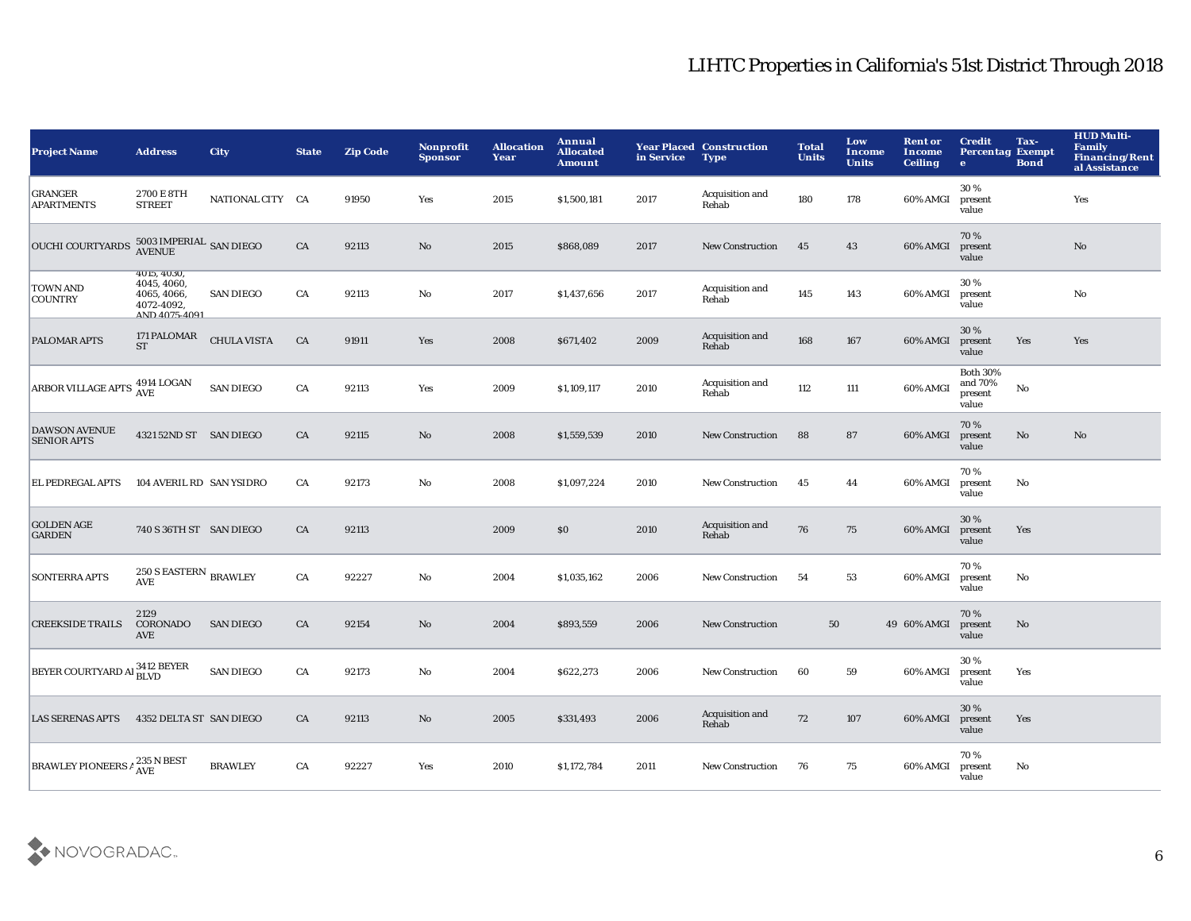# LIHTC Properties in California's 51st District Through 2018

| Project Name | Address | City | State | Zip Code | Nonprofit Sponsor | Allocation Year | Annual Allocated Amount | Year Placed in Service | Construction Type | Total Units | Low Income Units | Rent or Income Ceiling | Credit Percentage | Tax-Exempt Bond | HUD Multi-Family Financing/Rental Assistance |
|---|---|---|---|---|---|---|---|---|---|---|---|---|---|---|---|
| GRANGER APARTMENTS | 2700 E 8TH STREET | NATIONAL CITY | CA | 91950 | Yes | 2015 | $1,500,181 | 2017 | Acquisition and Rehab | 180 | 178 | 60% AMGI | 30 % present value | | Yes |
| OUCHI COURTYARDS | 5003 IMPERIAL AVENUE | SAN DIEGO | CA | 92113 | No | 2015 | $868,089 | 2017 | New Construction | 45 | 43 | 60% AMGI | 70 % present value | | No |
| TOWN AND COUNTRY | 4015, 4030, 4045, 4060, 4065, 4066, 4072-4092, AND 4075-4091 | SAN DIEGO | CA | 92113 | No | 2017 | $1,437,656 | 2017 | Acquisition and Rehab | 145 | 143 | 60% AMGI | 30 % present value | | No |
| PALOMAR APTS | 171 PALOMAR ST | CHULA VISTA | CA | 91911 | Yes | 2008 | $671,402 | 2009 | Acquisition and Rehab | 168 | 167 | 60% AMGI | 30 % present value | Yes | Yes |
| ARBOR VILLAGE APTS | 4914 LOGAN AVE | SAN DIEGO | CA | 92113 | Yes | 2009 | $1,109,117 | 2010 | Acquisition and Rehab | 112 | 111 | 60% AMGI | Both 30% and 70% present value | No | |
| DAWSON AVENUE SENIOR APTS | 4321 52ND ST | SAN DIEGO | CA | 92115 | No | 2008 | $1,559,539 | 2010 | New Construction | 88 | 87 | 60% AMGI | 70 % present value | No | No |
| EL PEDREGAL APTS | 104 AVERIL RD | SAN YSIDRO | CA | 92173 | No | 2008 | $1,097,224 | 2010 | New Construction | 45 | 44 | 60% AMGI | 70 % present value | No | |
| GOLDEN AGE GARDEN | 740 S 36TH ST | SAN DIEGO | CA | 92113 | | 2009 | $0 | 2010 | Acquisition and Rehab | 76 | 75 | 60% AMGI | 30 % present value | Yes | |
| SONTERRA APTS | 250 S EASTERN AVE | BRAWLEY | CA | 92227 | No | 2004 | $1,035,162 | 2006 | New Construction | 54 | 53 | 60% AMGI | 70 % present value | No | |
| CREEKSIDE TRAILS | 2129 CORONADO AVE | SAN DIEGO | CA | 92154 | No | 2004 | $893,559 | 2006 | New Construction | 50 | 49 | 60% AMGI | 70 % present value | No | |
| BEYER COURTYARD AI | 3412 BEYER BLVD | SAN DIEGO | CA | 92173 | No | 2004 | $622,273 | 2006 | New Construction | 60 | 59 | 60% AMGI | 30 % present value | Yes | |
| LAS SERENAS APTS | 4352 DELTA ST | SAN DIEGO | CA | 92113 | No | 2005 | $331,493 | 2006 | Acquisition and Rehab | 72 | 107 | 60% AMGI | 30 % present value | Yes | |
| BRAWLEY PIONEERS A | 235 N BEST AVE | BRAWLEY | CA | 92227 | Yes | 2010 | $1,172,784 | 2011 | New Construction | 76 | 75 | 60% AMGI | 70 % present value | No | |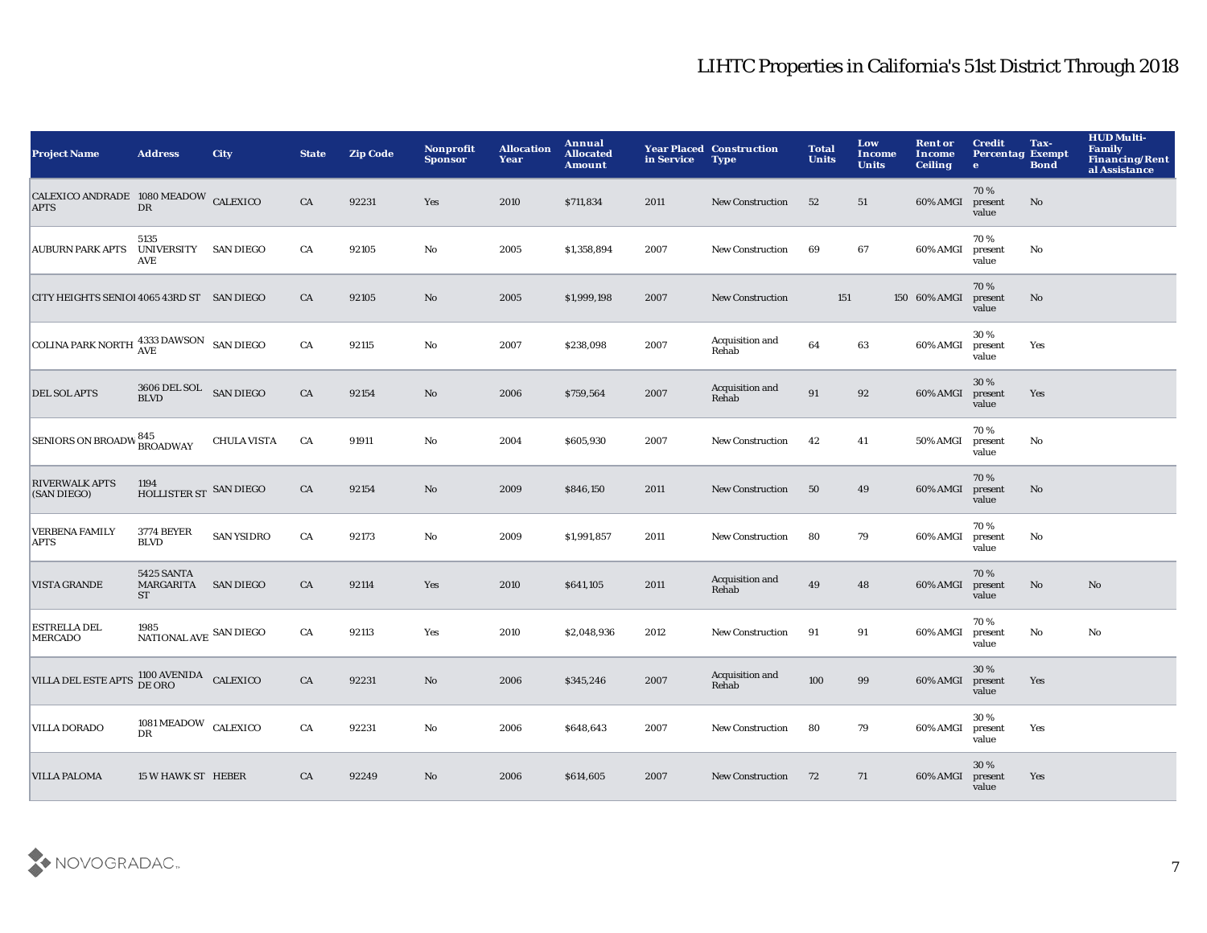# LIHTC Properties in California's 51st District Through 2018

| Project Name | Address | City | State | Zip Code | Nonprofit Sponsor | Allocation Year | Annual Allocated Amount | Year Placed in Service | Construction Type | Total Units | Low Income Units | Rent or Income Ceiling | Credit Percentage | Tax-Exempt Bond | HUD Multi-Family Financing/Rental Assistance |
|---|---|---|---|---|---|---|---|---|---|---|---|---|---|---|---|
| CALEXICO ANDRADE APTS | 1080 MEADOW DR | CALEXICO | CA | 92231 | Yes | 2010 | $711,834 | 2011 | New Construction | 52 | 51 | 60% AMGI | 70 % present value | No | |
| AUBURN PARK APTS | 5135 UNIVERSITY AVE | SAN DIEGO | CA | 92105 | No | 2005 | $1,358,894 | 2007 | New Construction | 69 | 67 | 60% AMGI | 70 % present value | No | |
| CITY HEIGHTS SENIOI | 4065 43RD ST | SAN DIEGO | CA | 92105 | No | 2005 | $1,999,198 | 2007 | New Construction | 151 | 150 | 60% AMGI | 70 % present value | No | |
| COLINA PARK NORTH | 4333 DAWSON AVE | SAN DIEGO | CA | 92115 | No | 2007 | $238,098 | 2007 | Acquisition and Rehab | 64 | 63 | 60% AMGI | 30 % present value | Yes | |
| DEL SOL APTS | 3606 DEL SOL BLVD | SAN DIEGO | CA | 92154 | No | 2006 | $759,564 | 2007 | Acquisition and Rehab | 91 | 92 | 60% AMGI | 30 % present value | Yes | |
| SENIORS ON BROADW | 845 BROADWAY | CHULA VISTA | CA | 91911 | No | 2004 | $605,930 | 2007 | New Construction | 42 | 41 | 50% AMGI | 70 % present value | No | |
| RIVERWALK APTS (SAN DIEGO) | 1194 HOLLISTER ST | SAN DIEGO | CA | 92154 | No | 2009 | $846,150 | 2011 | New Construction | 50 | 49 | 60% AMGI | 70 % present value | No | |
| VERBENA FAMILY APTS | 3774 BEYER BLVD | SAN YSIDRO | CA | 92173 | No | 2009 | $1,991,857 | 2011 | New Construction | 80 | 79 | 60% AMGI | 70 % present value | No | |
| VISTA GRANDE | 5425 SANTA MARGARITA ST | SAN DIEGO | CA | 92114 | Yes | 2010 | $641,105 | 2011 | Acquisition and Rehab | 49 | 48 | 60% AMGI | 70 % present value | No | No |
| ESTRELLA DEL MERCADO | 1985 NATIONAL AVE | SAN DIEGO | CA | 92113 | Yes | 2010 | $2,048,936 | 2012 | New Construction | 91 | 91 | 60% AMGI | 70 % present value | No | No |
| VILLA DEL ESTE APTS | 1100 AVENIDA DE ORO | CALEXICO | CA | 92231 | No | 2006 | $345,246 | 2007 | Acquisition and Rehab | 100 | 99 | 60% AMGI | 30 % present value | Yes | |
| VILLA DORADO | 1081 MEADOW DR | CALEXICO | CA | 92231 | No | 2006 | $648,643 | 2007 | New Construction | 80 | 79 | 60% AMGI | 30 % present value | Yes | |
| VILLA PALOMA | 15 W HAWK ST | HEBER | CA | 92249 | No | 2006 | $614,605 | 2007 | New Construction | 72 | 71 | 60% AMGI | 30 % present value | Yes | |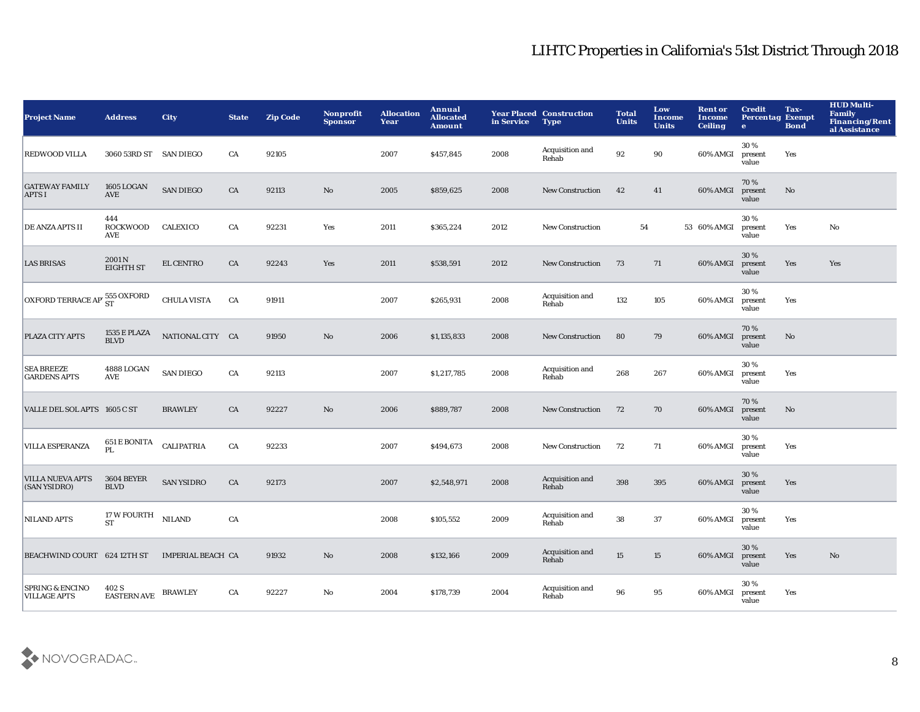# LIHTC Properties in California's 51st District Through 2018

| Project Name | Address | City | State | Zip Code | Nonprofit Sponsor | Allocation Year | Annual Allocated Amount | Year Placed in Service | Construction Type | Total Units | Low Income Units | Rent or Income Ceiling | Credit Percentage | Tax-Exempt Bond | HUD Multi-Family Financing/Rental Assistance |
|---|---|---|---|---|---|---|---|---|---|---|---|---|---|---|---|
| REDWOOD VILLA | 3060 53RD ST | SAN DIEGO | CA | 92105 | | 2007 | $457,845 | 2008 | Acquisition and Rehab | 92 | 90 | 60% AMGI | 30 % present value | Yes | |
| GATEWAY FAMILY APTS I | 1605 LOGAN AVE | SAN DIEGO | CA | 92113 | No | 2005 | $859,625 | 2008 | New Construction | 42 | 41 | 60% AMGI | 70 % present value | No | |
| DE ANZA APTS II | 444 ROCKWOOD AVE | CALEXICO | CA | 92231 | Yes | 2011 | $365,224 | 2012 | New Construction | 54 | 53 | 60% AMGI | 30 % present value | Yes | No |
| LAS BRISAS | 2001 N EIGHTH ST | EL CENTRO | CA | 92243 | Yes | 2011 | $538,591 | 2012 | New Construction | 73 | 71 | 60% AMGI | 30 % present value | Yes | Yes |
| OXFORD TERRACE AP | 555 OXFORD ST | CHULA VISTA | CA | 91911 | | 2007 | $265,931 | 2008 | Acquisition and Rehab | 132 | 105 | 60% AMGI | 30 % present value | Yes | |
| PLAZA CITY APTS | 1535 E PLAZA BLVD | NATIONAL CITY | CA | 91950 | No | 2006 | $1,135,833 | 2008 | New Construction | 80 | 79 | 60% AMGI | 70 % present value | No | |
| SEA BREEZE GARDENS APTS | 4888 LOGAN AVE | SAN DIEGO | CA | 92113 | | 2007 | $1,217,785 | 2008 | Acquisition and Rehab | 268 | 267 | 60% AMGI | 30 % present value | Yes | |
| VALLE DEL SOL APTS | 1605 C ST | BRAWLEY | CA | 92227 | No | 2006 | $889,787 | 2008 | New Construction | 72 | 70 | 60% AMGI | 70 % present value | No | |
| VILLA ESPERANZA | 651 E BONITA PL | CALIPATRIA | CA | 92233 | | 2007 | $494,673 | 2008 | New Construction | 72 | 71 | 60% AMGI | 30 % present value | Yes | |
| VILLA NUEVA APTS (SAN YSIDRO) | 3604 BEYER BLVD | SAN YSIDRO | CA | 92173 | | 2007 | $2,548,971 | 2008 | Acquisition and Rehab | 398 | 395 | 60% AMGI | 30 % present value | Yes | |
| NILAND APTS | 17 W FOURTH ST | NILAND | CA | | | 2008 | $105,552 | 2009 | Acquisition and Rehab | 38 | 37 | 60% AMGI | 30 % present value | Yes | |
| BEACHWIND COURT | 624 12TH ST | IMPERIAL BEACH | CA | 91932 | No | 2008 | $132,166 | 2009 | Acquisition and Rehab | 15 | 15 | 60% AMGI | 30 % present value | Yes | No |
| SPRING & ENCINO VILLAGE APTS | 402 S EASTERN AVE | BRAWLEY | CA | 92227 | No | 2004 | $178,739 | 2004 | Acquisition and Rehab | 96 | 95 | 60% AMGI | 30 % present value | Yes | |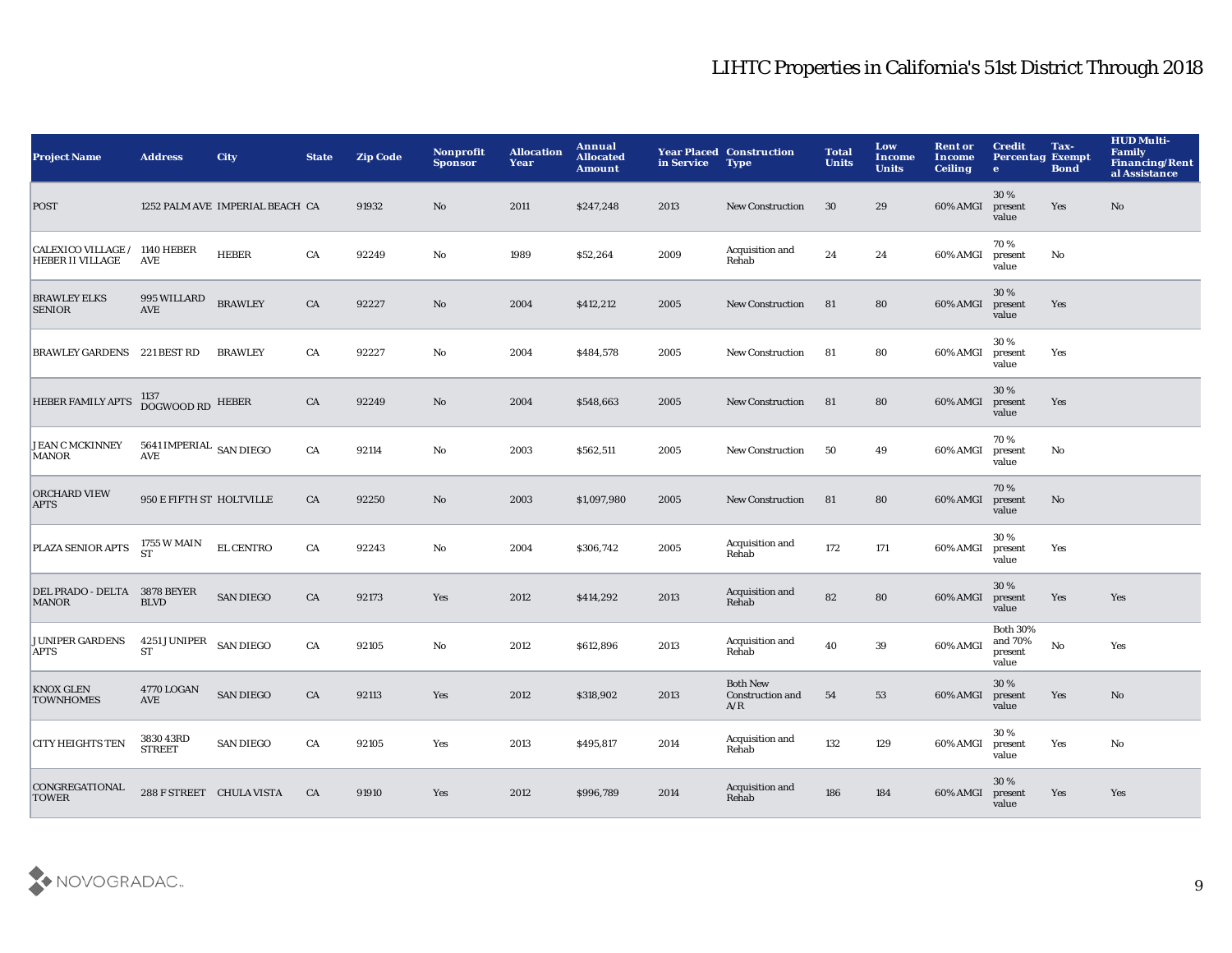# LIHTC Properties in California's 51st District Through 2018

| Project Name | Address | City | State | Zip Code | Nonprofit Sponsor | Allocation Year | Annual Allocated Amount | Year Placed in Service | Construction Type | Total Units | Low Income Units | Rent or Income Ceiling | Credit Percentage | Tax-Exempt Bond | HUD Multi-Family Financing/Rental Assistance |
|---|---|---|---|---|---|---|---|---|---|---|---|---|---|---|---|
| POST | 1252 PALM AVE | IMPERIAL BEACH | CA | 91932 | No | 2011 | $247,248 | 2013 | New Construction | 30 | 29 | 60% AMGI | 30 % present value | Yes | No |
| CALEXICO VILLAGE / HEBER II VILLAGE | 1140 HEBER AVE | HEBER | CA | 92249 | No | 1989 | $52,264 | 2009 | Acquisition and Rehab | 24 | 24 | 60% AMGI | 70 % present value | No | |
| BRAWLEY ELKS SENIOR | 995 WILLARD AVE | BRAWLEY | CA | 92227 | No | 2004 | $412,212 | 2005 | New Construction | 81 | 80 | 60% AMGI | 30 % present value | Yes | |
| BRAWLEY GARDENS | 221 BEST RD | BRAWLEY | CA | 92227 | No | 2004 | $484,578 | 2005 | New Construction | 81 | 80 | 60% AMGI | 30 % present value | Yes | |
| HEBER FAMILY APTS | 1137 DOGWOOD RD | HEBER | CA | 92249 | No | 2004 | $548,663 | 2005 | New Construction | 81 | 80 | 60% AMGI | 30 % present value | Yes | |
| JEAN C MCKINNEY MANOR | 5641 IMPERIAL AVE | SAN DIEGO | CA | 92114 | No | 2003 | $562,511 | 2005 | New Construction | 50 | 49 | 60% AMGI | 70 % present value | No | |
| ORCHARD VIEW APTS | 950 E FIFTH ST | HOLTVILLE | CA | 92250 | No | 2003 | $1,097,980 | 2005 | New Construction | 81 | 80 | 60% AMGI | 70 % present value | No | |
| PLAZA SENIOR APTS | 1755 W MAIN ST | EL CENTRO | CA | 92243 | No | 2004 | $306,742 | 2005 | Acquisition and Rehab | 172 | 171 | 60% AMGI | 30 % present value | Yes | |
| DEL PRADO - DELTA MANOR | 3878 BEYER BLVD | SAN DIEGO | CA | 92173 | Yes | 2012 | $414,292 | 2013 | Acquisition and Rehab | 82 | 80 | 60% AMGI | 30 % present value | Yes | Yes |
| JUNIPER GARDENS APTS | 4251 JUNIPER ST | SAN DIEGO | CA | 92105 | No | 2012 | $612,896 | 2013 | Acquisition and Rehab | 40 | 39 | 60% AMGI | Both 30% and 70% present value | No | Yes |
| KNOX GLEN TOWNHOMES | 4770 LOGAN AVE | SAN DIEGO | CA | 92113 | Yes | 2012 | $318,902 | 2013 | Both New Construction and A/R | 54 | 53 | 60% AMGI | 30 % present value | Yes | No |
| CITY HEIGHTS TEN | 3830 43RD STREET | SAN DIEGO | CA | 92105 | Yes | 2013 | $495,817 | 2014 | Acquisition and Rehab | 132 | 129 | 60% AMGI | 30 % present value | Yes | No |
| CONGREGATIONAL TOWER | 288 F STREET | CHULA VISTA | CA | 91910 | Yes | 2012 | $996,789 | 2014 | Acquisition and Rehab | 186 | 184 | 60% AMGI | 30 % present value | Yes | Yes |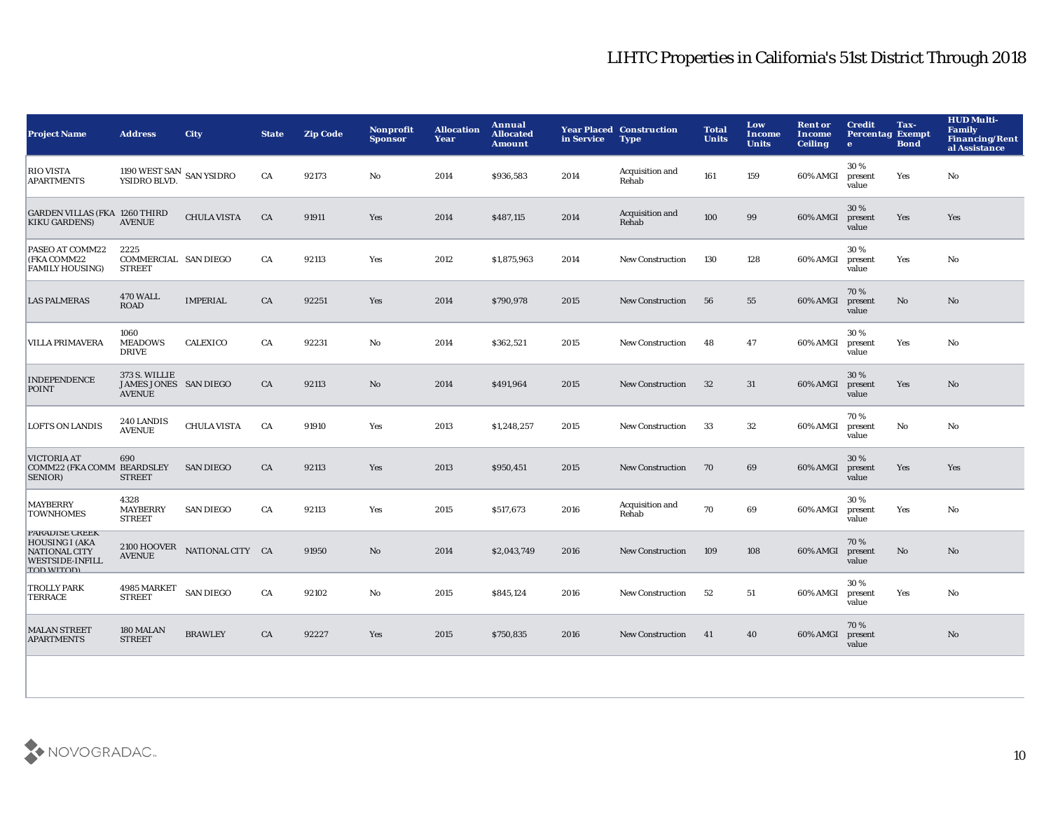# LIHTC Properties in California's 51st District Through 2018

| Project Name | Address | City | State | Zip Code | Nonprofit Sponsor | Allocation Year | Annual Allocated Amount | Year Placed in Service | Construction Type | Total Units | Low Income Units | Rent or Income Ceiling | Credit Percentage | Tax-Exempt Bond | HUD Multi-Family Financing/Rental Assistance |
|---|---|---|---|---|---|---|---|---|---|---|---|---|---|---|---|
| RIO VISTA APARTMENTS | 1190 WEST SAN YSIDRO BLVD. | SAN YSIDRO | CA | 92173 | No | 2014 | $936,583 | 2014 | Acquisition and Rehab | 161 | 159 | 60% AMGI | 30 % present value | Yes | No |
| GARDEN VILLAS (FKA KIKU GARDENS) | 1260 THIRD AVENUE | CHULA VISTA | CA | 91911 | Yes | 2014 | $487,115 | 2014 | Acquisition and Rehab | 100 | 99 | 60% AMGI | 30 % present value | Yes | Yes |
| PASEO AT COMM22 (FKA COMM22 FAMILY HOUSING) | 2225 COMMERCIAL STREET | SAN DIEGO | CA | 92113 | Yes | 2012 | $1,875,963 | 2014 | New Construction | 130 | 128 | 60% AMGI | 30 % present value | Yes | No |
| LAS PALMERAS | 470 WALL ROAD | IMPERIAL | CA | 92251 | Yes | 2014 | $790,978 | 2015 | New Construction | 56 | 55 | 60% AMGI | 70 % present value | No | No |
| VILLA PRIMAVERA | 1060 MEADOWS DRIVE | CALEXICO | CA | 92231 | No | 2014 | $362,521 | 2015 | New Construction | 48 | 47 | 60% AMGI | 30 % present value | Yes | No |
| INDEPENDENCE POINT | 373 S. WILLIE JAMES JONES AVENUE | SAN DIEGO | CA | 92113 | No | 2014 | $491,964 | 2015 | New Construction | 32 | 31 | 60% AMGI | 30 % present value | Yes | No |
| LOFTS ON LANDIS | 240 LANDIS AVENUE | CHULA VISTA | CA | 91910 | Yes | 2013 | $1,248,257 | 2015 | New Construction | 33 | 32 | 60% AMGI | 70 % present value | No | No |
| VICTORIA AT COMM22 (FKA COMM SENIOR) | 690 BEARDSLEY STREET | SAN DIEGO | CA | 92113 | Yes | 2013 | $950,451 | 2015 | New Construction | 70 | 69 | 60% AMGI | 30 % present value | Yes | Yes |
| MAYBERRY TOWNHOMES | 4328 MAYBERRY STREET | SAN DIEGO | CA | 92113 | Yes | 2015 | $517,673 | 2016 | Acquisition and Rehab | 70 | 69 | 60% AMGI | 30 % present value | Yes | No |
| PARADISE CREEK HOUSING I (AKA NATIONAL CITY WESTSIDE-INFILL TOD WITOD) | 2100 HOOVER AVENUE | NATIONAL CITY | CA | 91950 | No | 2014 | $2,043,749 | 2016 | New Construction | 109 | 108 | 60% AMGI | 70 % present value | No | No |
| TROLLY PARK TERRACE | 4985 MARKET STREET | SAN DIEGO | CA | 92102 | No | 2015 | $845,124 | 2016 | New Construction | 52 | 51 | 60% AMGI | 30 % present value | Yes | No |
| MALAN STREET APARTMENTS | 180 MALAN STREET | BRAWLEY | CA | 92227 | Yes | 2015 | $750,835 | 2016 | New Construction | 41 | 40 | 60% AMGI | 70 % present value | | No |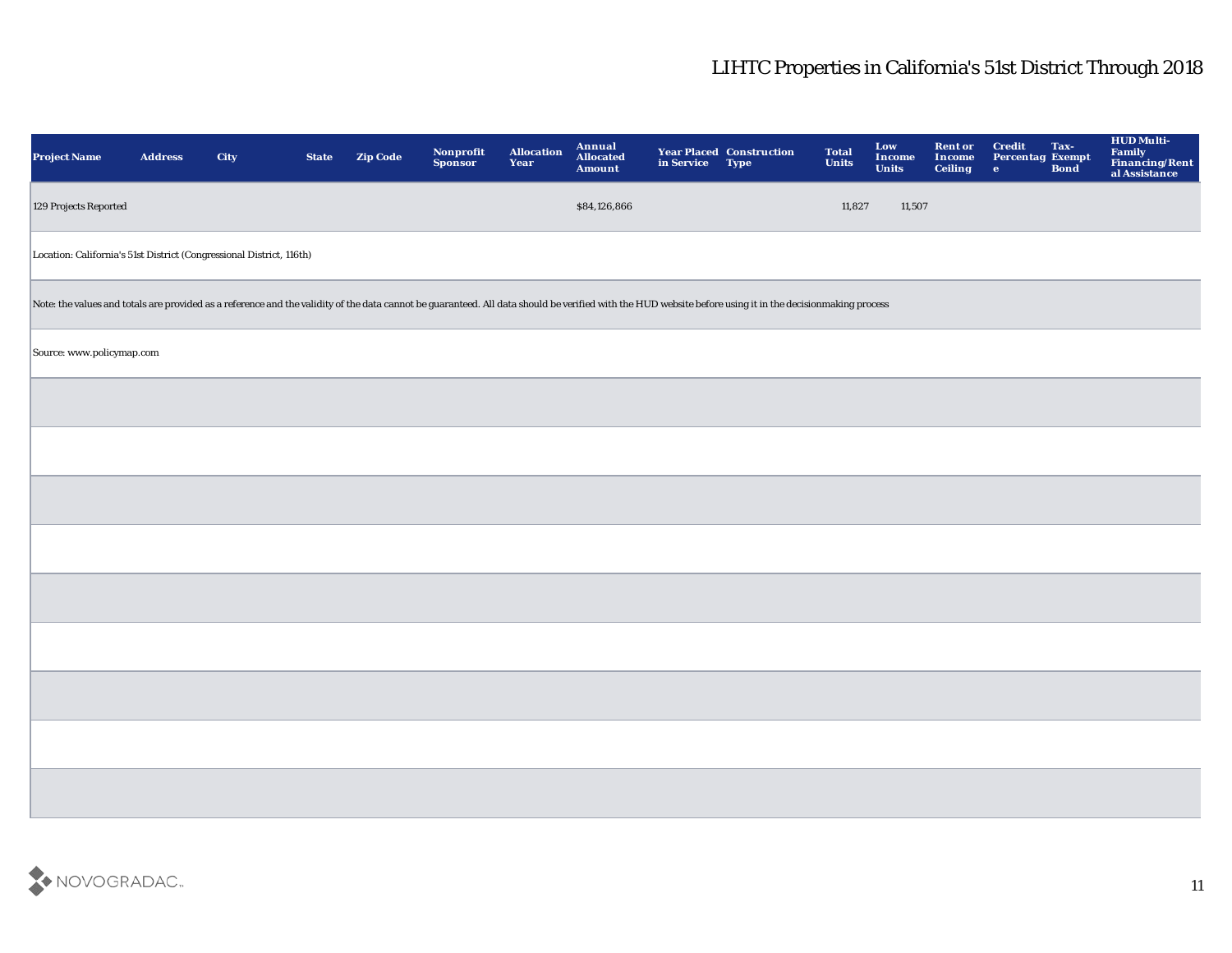# LIHTC Properties in California's 51st District Through 2018

| Project Name | Address | City | State | Zip Code | Nonprofit Sponsor | Allocation Year | Annual Allocated Amount | Year Placed in Service | Construction Type | Total Units | Low Income Units | Rent or Income Ceiling | Credit Percentage | Tax-Exempt Bond | HUD Multi-Family Financing/Rental Assistance |
|---|---|---|---|---|---|---|---|---|---|---|---|---|---|---|---|
| 129 Projects Reported | | | | | | | $84,126,866 | | | 11,827 | 11,507 | | | | |
| Location: California's 51st District (Congressional District, 116th) | | | | | | | | | | | | | | | |
| Note: the values and totals are provided as a reference and the validity of the data cannot be guaranteed. All data should be verified with the HUD website before using it in the decisionmaking process | | | | | | | | | | | | | | | |
| Source: www.policymap.com | | | | | | | | | | | | | | | |